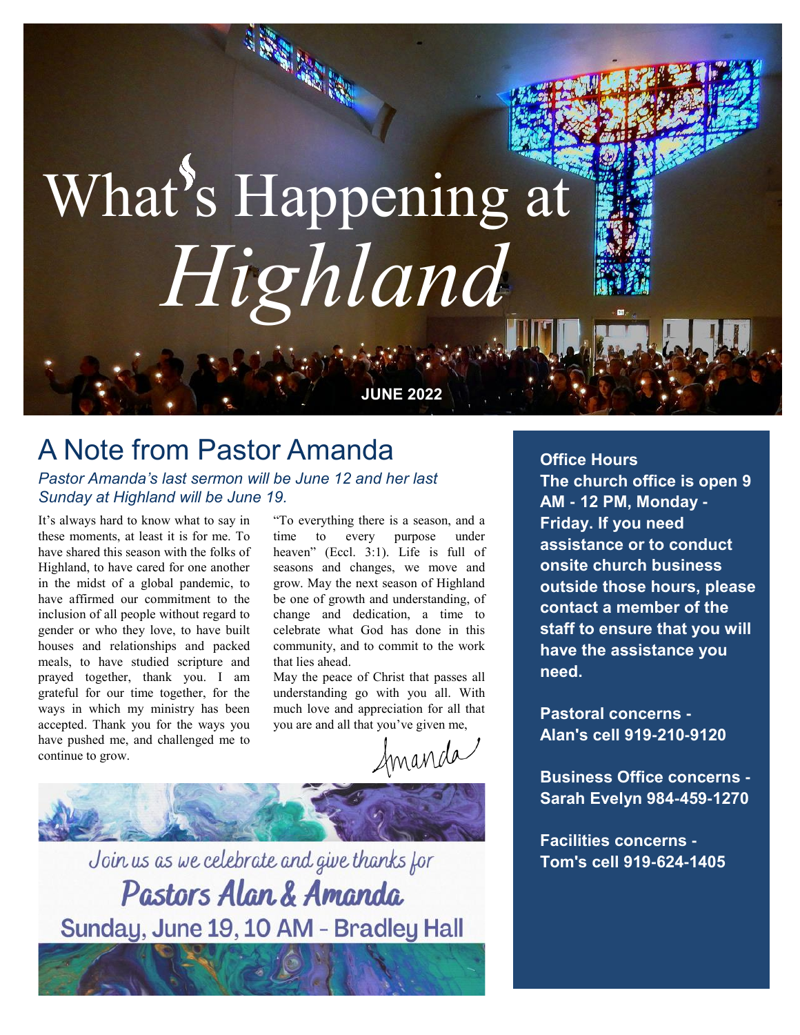# What's Happening at *Highland*

**JUNE 2022**

## A Note from Pastor Amanda

*Pastor Amanda's last sermon will be June 12 and her last Sunday at Highland will be June 19.*

It's always hard to know what to say in these moments, at least it is for me. To have shared this season with the folks of Highland, to have cared for one another in the midst of a global pandemic, to have affirmed our commitment to the inclusion of all people without regard to gender or who they love, to have built houses and relationships and packed meals, to have studied scripture and prayed together, thank you. I am grateful for our time together, for the ways in which my ministry has been accepted. Thank you for the ways you have pushed me, and challenged me to continue to grow.

"To everything there is a season, and a time to every purpose under heaven" (Eccl. 3:1). Life is full of seasons and changes, we move and grow. May the next season of Highland be one of growth and understanding, of change and dedication, a time to celebrate what God has done in this community, and to commit to the work that lies ahead.

May the peace of Christ that passes all understanding go with you all. With much love and appreciation for all that you are and all that you've given me,

Amanda

Join us as we celebrate and give thanks for

**Pastors Alan & Amanda**

Sunday, June 19, 10 AM - Bradley Hall

**Office Hours**

**The church office is open 9 AM - 12 PM, Monday - Friday. If you need assistance or to conduct onsite church business outside those hours, please contact a member of the staff to ensure that you will have the assistance you need.**

**Pastoral concerns - Alan's cell 919-210-9120**

**Business Office concerns - Sarah Evelyn 984-459-1270**

**Facilities concerns - Tom's cell 919-624-1405**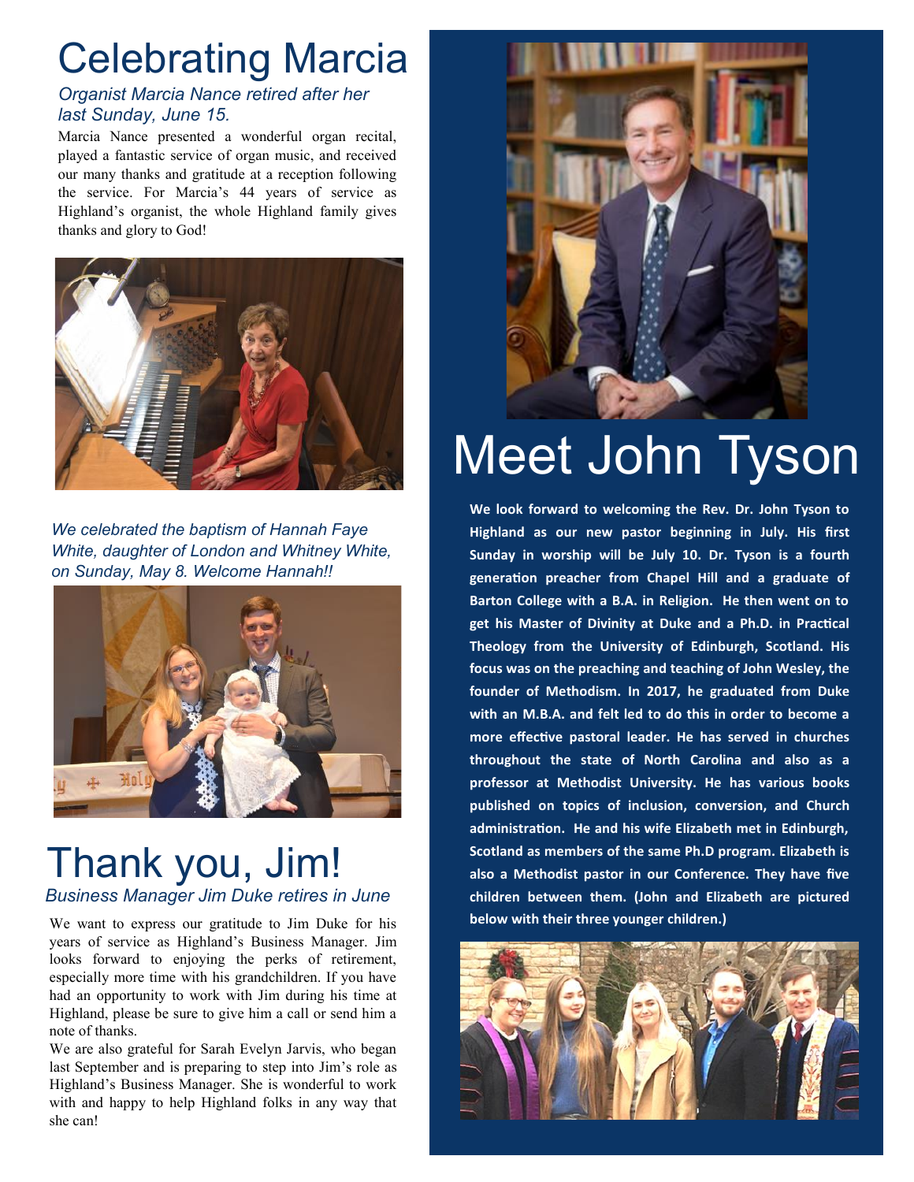# Celebrating Marcia

*Organist Marcia Nance retired after her last Sunday, June 15.*

Marcia Nance presented a wonderful organ recital, played a fantastic service of organ music, and received our many thanks and gratitude at a reception following the service. For Marcia's 44 years of service as Highland's organist, the whole Highland family gives thanks and glory to God!

*We celebrated the baptism of Hannah Faye White, daughter of London and Whitney White, on Sunday, May 8. Welcome Hannah!!*

# Thank you, Jim!

*Business Manager Jim Duke retires in June*

We want to express our gratitude to Jim Duke for his years of service as Highland's Business Manager. Jim looks forward to enjoying the perks of retirement, especially more time with his grandchildren. If you have had an opportunity to work with Jim during his time at Highland, please be sure to give him a call or send him a note of thanks.

We are also grateful for Sarah Evelyn Jarvis, who began last September and is preparing to step into Jim's role as Highland's Business Manager. She is wonderful to work with and happy to help Highland folks in any way that she can!

# Meet John Tyson

**We look forward to welcoming the Rev. Dr. John Tyson to Highland as our new pastor beginning in July. His first Sunday in worship will be July 10. Dr. Tyson is a fourth generation preacher from Chapel Hill and a graduate of Barton College with a B.A. in Religion. He then went on to get his Master of Divinity at Duke and a Ph.D. in Practical Theology from the University of Edinburgh, Scotland. His focus was on the preaching and teaching of John Wesley, the founder of Methodism. In 2017, he graduated from Duke with an M.B.A. and felt led to do this in order to become a more effective pastoral leader. He has served in churches throughout the state of North Carolina and also as a professor at Methodist University. He has various books published on topics of inclusion, conversion, and Church administration. He and his wife Elizabeth met in Edinburgh, Scotland as members of the same Ph.D program. Elizabeth is also a Methodist pastor in our Conference. They have five children between them. (John and Elizabeth are pictured below with their three younger children.)**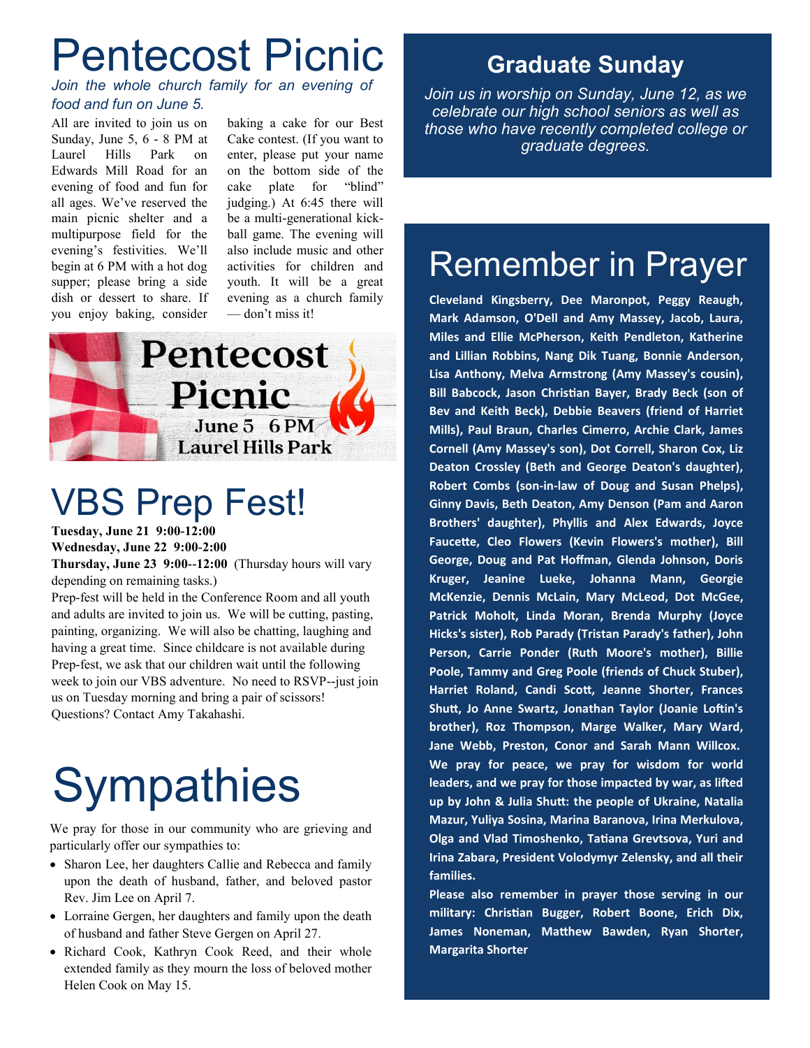# Pentecost Picnic

*Join the whole church family for an evening of food and fun on June 5.*

All are invited to join us on Sunday, June 5, 6 - 8 PM at Laurel Hills Park on Edwards Mill Road for an evening of food and fun for all ages. We've reserved the main picnic shelter and a multipurpose field for the evening's festivities. We'll begin at 6 PM with a hot dog supper; please bring a side dish or dessert to share. If you enjoy baking, consider baking a cake for our Best Cake contest. (If you want to enter, please put your name on the bottom side of the cake plate for "blind" judging.) At 6:45 there will be a multi-generational kick-ball game. The evening will also include music and other activities for children and youth. It will be a great evening as a church family — don't miss it!

Pentecost Picnic
June 5 6 PM
Laurel Hills Park

# VBS Prep Fest!

**Tuesday, June 21 9:00-12:00**
**Wednesday, June 22 9:00-2:00**
**Thursday, June 23 9:00--12:00** (Thursday hours will vary depending on remaining tasks.)

Prep-fest will be held in the Conference Room and all youth and adults are invited to join us. We will be cutting, pasting, painting, organizing. We will also be chatting, laughing and having a great time. Since childcare is not available during Prep-fest, we ask that our children wait until the following week to join our VBS adventure. No need to RSVP--just join us on Tuesday morning and bring a pair of scissors! Questions? Contact Amy Takahashi.

# Sympathies

We pray for those in our community who are grieving and particularly offer our sympathies to:

- Sharon Lee, her daughters Callie and Rebecca and family upon the death of husband, father, and beloved pastor Rev. Jim Lee on April 7.
- Lorraine Gergen, her daughters and family upon the death of husband and father Steve Gergen on April 27.
- Richard Cook, Kathryn Cook Reed, and their whole extended family as they mourn the loss of beloved mother Helen Cook on May 15.

## Graduate Sunday

*Join us in worship on Sunday, June 12, as we celebrate our high school seniors as well as those who have recently completed college or graduate degrees.*

# Remember in Prayer

**Cleveland Kingsberry, Dee Maronpot, Peggy Reaugh, Mark Adamson, O'Dell and Amy Massey, Jacob, Laura, Miles and Ellie McPherson, Keith Pendleton, Katherine and Lillian Robbins, Nang Dik Tuang, Bonnie Anderson, Lisa Anthony, Melva Armstrong (Amy Massey's cousin), Bill Babcock, Jason Christian Bayer, Brady Beck (son of Bev and Keith Beck), Debbie Beavers (friend of Harriet Mills), Paul Braun, Charles Cimerro, Archie Clark, James Cornell (Amy Massey's son), Dot Correll, Sharon Cox, Liz Deaton Crossley (Beth and George Deaton's daughter), Robert Combs (son-in-law of Doug and Susan Phelps), Ginny Davis, Beth Deaton, Amy Denson (Pam and Aaron Brothers' daughter), Phyllis and Alex Edwards, Joyce Faucette, Cleo Flowers (Kevin Flowers's mother), Bill George, Doug and Pat Hoffman, Glenda Johnson, Doris Kruger, Jeanine Lueke, Johanna Mann, Georgie McKenzie, Dennis McLain, Mary McLeod, Dot McGee, Patrick Moholt, Linda Moran, Brenda Murphy (Joyce Hicks's sister), Rob Parady (Tristan Parady's father), John Person, Carrie Ponder (Ruth Moore's mother), Billie Poole, Tammy and Greg Poole (friends of Chuck Stuber), Harriet Roland, Candi Scott, Jeanne Shorter, Frances Shutt, Jo Anne Swartz, Jonathan Taylor (Joanie Loftin's brother), Roz Thompson, Marge Walker, Mary Ward, Jane Webb, Preston, Conor and Sarah Mann Willcox.**

**We pray for peace, we pray for wisdom for world leaders, and we pray for those impacted by war, as lifted up by John & Julia Shutt: the people of Ukraine, Natalia Mazur, Yuliya Sosina, Marina Baranova, Irina Merkulova, Olga and Vlad Timoshenko, Tatiana Grevtsova, Yuri and Irina Zabara, President Volodymyr Zelensky, and all their families.**

**Please also remember in prayer those serving in our military: Christian Bugger, Robert Boone, Erich Dix, James Noneman, Matthew Bawden, Ryan Shorter, Margarita Shorter**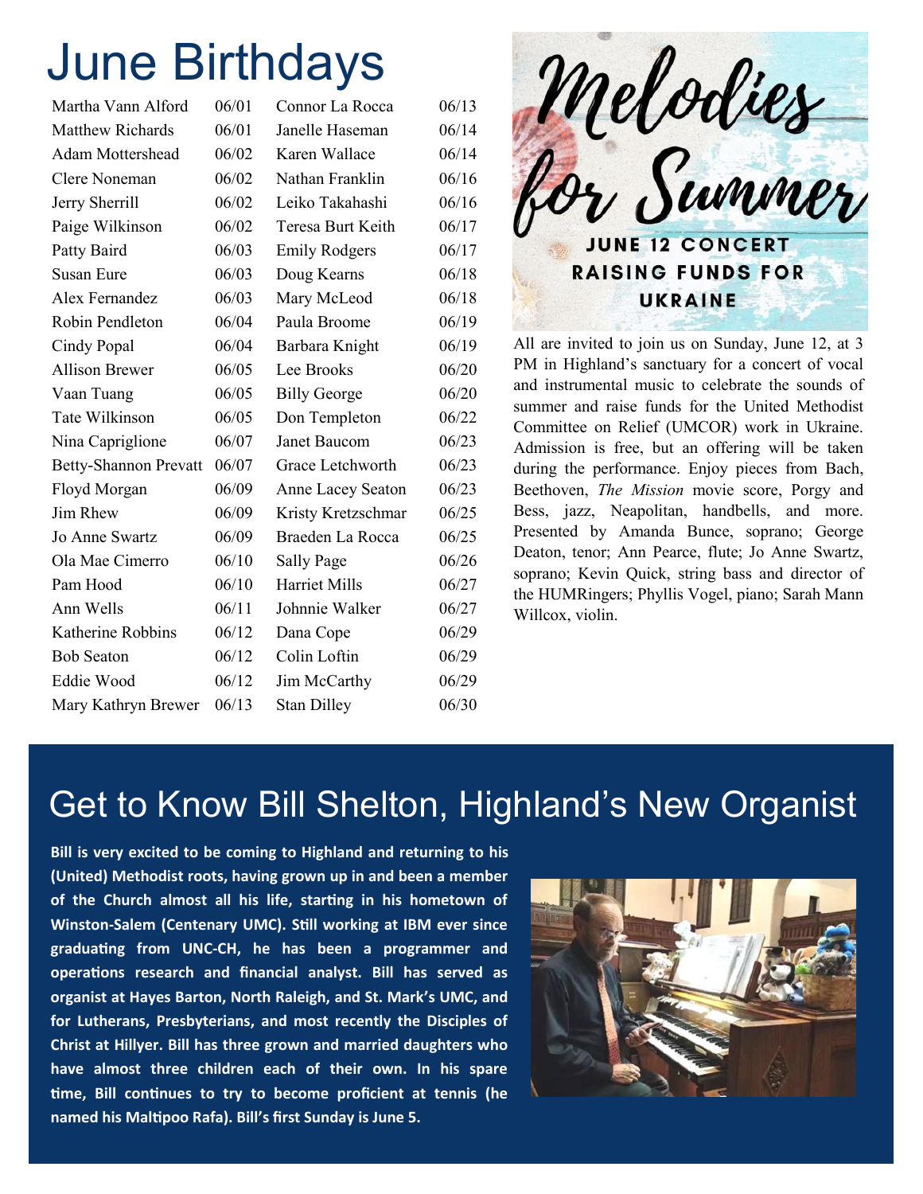# June Birthdays

| | | | |
|---|---|---|---|
| Martha Vann Alford | 06/01 | Connor La Rocca | 06/13 |
| Matthew Richards | 06/01 | Janelle Haseman | 06/14 |
| Adam Mottershead | 06/02 | Karen Wallace | 06/14 |
| Clere Noneman | 06/02 | Nathan Franklin | 06/16 |
| Jerry Sherrill | 06/02 | Leiko Takahashi | 06/16 |
| Paige Wilkinson | 06/02 | Teresa Burt Keith | 06/17 |
| Patty Baird | 06/03 | Emily Rodgers | 06/17 |
| Susan Eure | 06/03 | Doug Kearns | 06/18 |
| Alex Fernandez | 06/03 | Mary McLeod | 06/18 |
| Robin Pendleton | 06/04 | Paula Broome | 06/19 |
| Cindy Popal | 06/04 | Barbara Knight | 06/19 |
| Allison Brewer | 06/05 | Lee Brooks | 06/20 |
| Vaan Tuang | 06/05 | Billy George | 06/20 |
| Tate Wilkinson | 06/05 | Don Templeton | 06/22 |
| Nina Capriglione | 06/07 | Janet Baucom | 06/23 |
| Betty-Shannon Prevatt | 06/07 | Grace Letchworth | 06/23 |
| Floyd Morgan | 06/09 | Anne Lacey Seaton | 06/23 |
| Jim Rhew | 06/09 | Kristy Kretzschmar | 06/25 |
| Jo Anne Swartz | 06/09 | Braeden La Rocca | 06/25 |
| Ola Mae Cimerro | 06/10 | Sally Page | 06/26 |
| Pam Hood | 06/10 | Harriet Mills | 06/27 |
| Ann Wells | 06/11 | Johnnie Walker | 06/27 |
| Katherine Robbins | 06/12 | Dana Cope | 06/29 |
| Bob Seaton | 06/12 | Colin Loftin | 06/29 |
| Eddie Wood | 06/12 | Jim McCarthy | 06/29 |
| Mary Kathryn Brewer | 06/13 | Stan Dilley | 06/30 |

## Melodies for Summer

**JUNE 12 CONCERT RAISING FUNDS FOR UKRAINE**

All are invited to join us on Sunday, June 12, at 3 PM in Highland's sanctuary for a concert of vocal and instrumental music to celebrate the sounds of summer and raise funds for the United Methodist Committee on Relief (UMCOR) work in Ukraine. Admission is free, but an offering will be taken during the performance. Enjoy pieces from Bach, Beethoven, *The Mission* movie score, Porgy and Bess, jazz, Neapolitan, handbells, and more. Presented by Amanda Bunce, soprano; George Deaton, tenor; Ann Pearce, flute; Jo Anne Swartz, soprano; Kevin Quick, string bass and director of the HUMRingers; Phyllis Vogel, piano; Sarah Mann Willcox, violin.

## Get to Know Bill Shelton, Highland's New Organist

**Bill is very excited to be coming to Highland and returning to his (United) Methodist roots, having grown up in and been a member of the Church almost all his life, starting in his hometown of Winston-Salem (Centenary UMC). Still working at IBM ever since graduating from UNC-CH, he has been a programmer and operations research and financial analyst. Bill has served as organist at Hayes Barton, North Raleigh, and St. Mark's UMC, and for Lutherans, Presbyterians, and most recently the Disciples of Christ at Hillyer. Bill has three grown and married daughters who have almost three children each of their own. In his spare time, Bill continues to try to become proficient at tennis (he named his Maltipoo Rafa). Bill's first Sunday is June 5.**